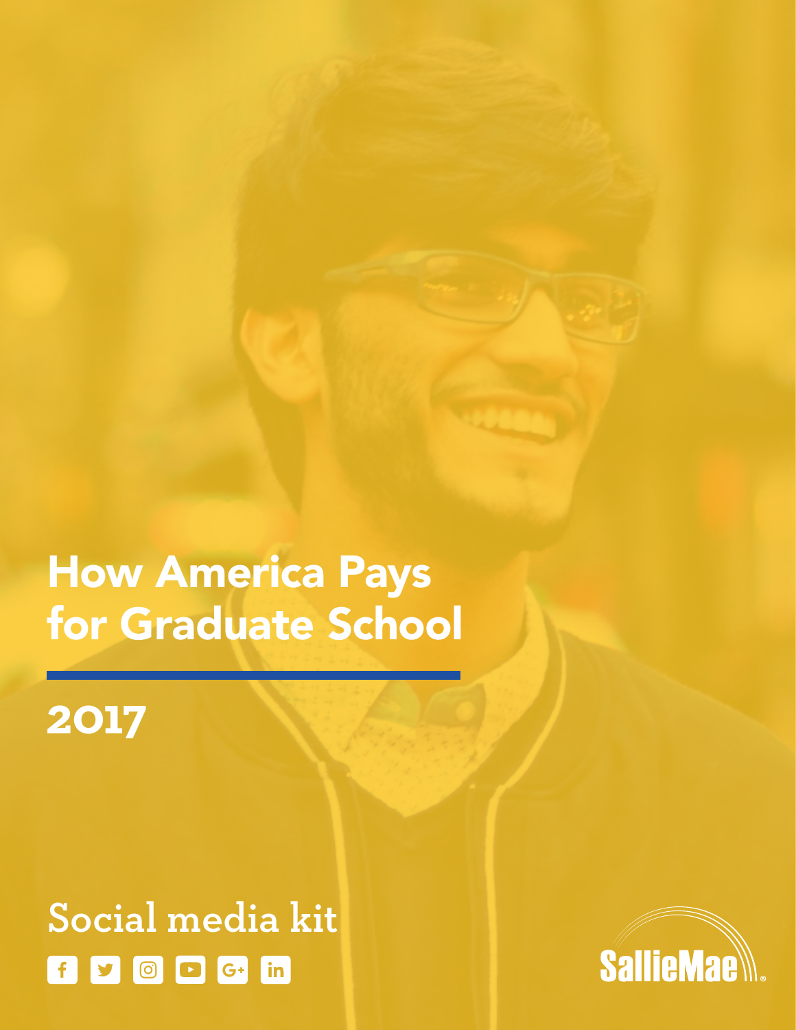# How America Pays for Graduate School

## 2017

Social media kit

SallieMae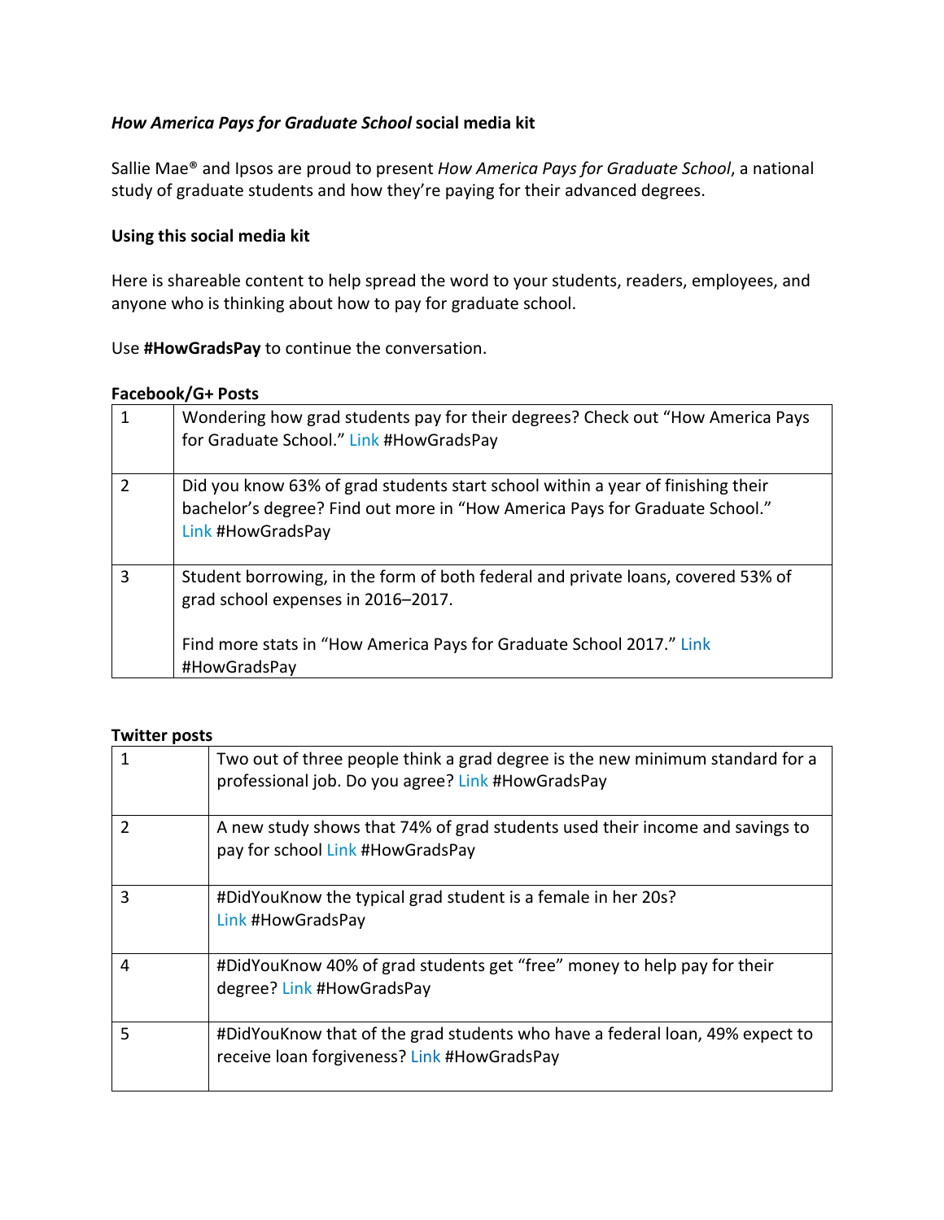***How America Pays for Graduate School* social media kit**

Sallie Mae® and Ipsos are proud to present *How America Pays for Graduate School*, a national study of graduate students and how they're paying for their advanced degrees.

**Using this social media kit**

Here is shareable content to help spread the word to your students, readers, employees, and anyone who is thinking about how to pay for graduate school.

Use **#HowGradsPay** to continue the conversation.

**Facebook/G+ Posts**

| | |
|---|---|
| 1 | Wondering how grad students pay for their degrees? Check out "How America Pays for Graduate School." Link #HowGradsPay |
| 2 | Did you know 63% of grad students start school within a year of finishing their bachelor's degree? Find out more in "How America Pays for Graduate School." Link #HowGradsPay |
| 3 | Student borrowing, in the form of both federal and private loans, covered 53% of grad school expenses in 2016–2017.<br><br>Find more stats in "How America Pays for Graduate School 2017." Link #HowGradsPay |

**Twitter posts**

| | |
|---|---|
| 1 | Two out of three people think a grad degree is the new minimum standard for a professional job. Do you agree? Link #HowGradsPay |
| 2 | A new study shows that 74% of grad students used their income and savings to pay for school Link #HowGradsPay |
| 3 | #DidYouKnow the typical grad student is a female in her 20s? Link #HowGradsPay |
| 4 | #DidYouKnow 40% of grad students get "free" money to help pay for their degree? Link #HowGradsPay |
| 5 | #DidYouKnow that of the grad students who have a federal loan, 49% expect to receive loan forgiveness? Link #HowGradsPay |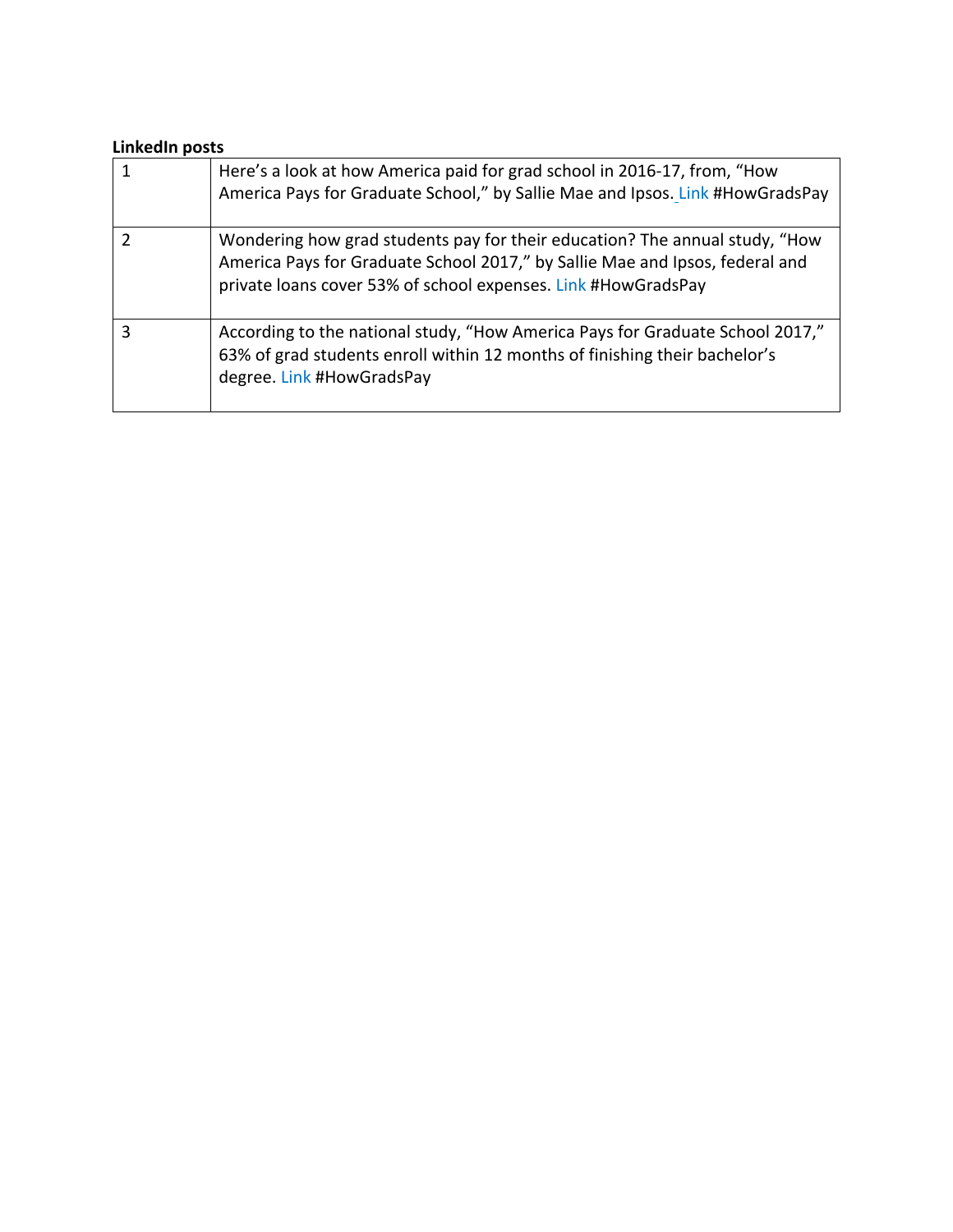**LinkedIn posts**

| | |
|---|---|
| 1 | Here's a look at how America paid for grad school in 2016-17, from, "How America Pays for Graduate School," by Sallie Mae and Ipsos. Link #HowGradsPay |
| 2 | Wondering how grad students pay for their education? The annual study, "How America Pays for Graduate School 2017," by Sallie Mae and Ipsos, federal and private loans cover 53% of school expenses. Link #HowGradsPay |
| 3 | According to the national study, "How America Pays for Graduate School 2017," 63% of grad students enroll within 12 months of finishing their bachelor's degree. Link #HowGradsPay |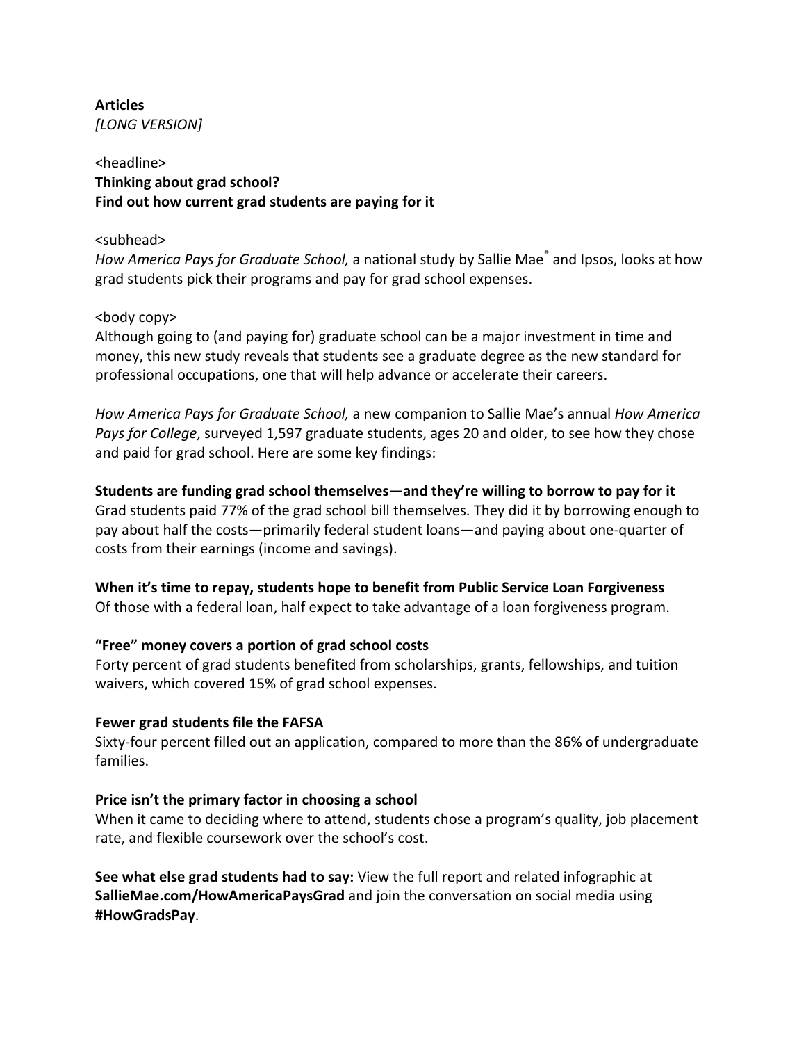**Articles**
*[LONG VERSION]*

<headline>
**Thinking about grad school?**
**Find out how current grad students are paying for it**

<subhead>
*How America Pays for Graduate School,* a national study by Sallie Mae® and Ipsos, looks at how grad students pick their programs and pay for grad school expenses.

<body copy>
Although going to (and paying for) graduate school can be a major investment in time and money, this new study reveals that students see a graduate degree as the new standard for professional occupations, one that will help advance or accelerate their careers.

*How America Pays for Graduate School,* a new companion to Sallie Mae's annual *How America Pays for College*, surveyed 1,597 graduate students, ages 20 and older, to see how they chose and paid for grad school. Here are some key findings:

**Students are funding grad school themselves—and they're willing to borrow to pay for it**
Grad students paid 77% of the grad school bill themselves. They did it by borrowing enough to pay about half the costs—primarily federal student loans—and paying about one-quarter of costs from their earnings (income and savings).

**When it's time to repay, students hope to benefit from Public Service Loan Forgiveness**
Of those with a federal loan, half expect to take advantage of a loan forgiveness program.

**"Free" money covers a portion of grad school costs**
Forty percent of grad students benefited from scholarships, grants, fellowships, and tuition waivers, which covered 15% of grad school expenses.

**Fewer grad students file the FAFSA**
Sixty-four percent filled out an application, compared to more than the 86% of undergraduate families.

**Price isn't the primary factor in choosing a school**
When it came to deciding where to attend, students chose a program's quality, job placement rate, and flexible coursework over the school's cost.

**See what else grad students had to say:** View the full report and related infographic at **SallieMae.com/HowAmericaPaysGrad** and join the conversation on social media using **#HowGradsPay**.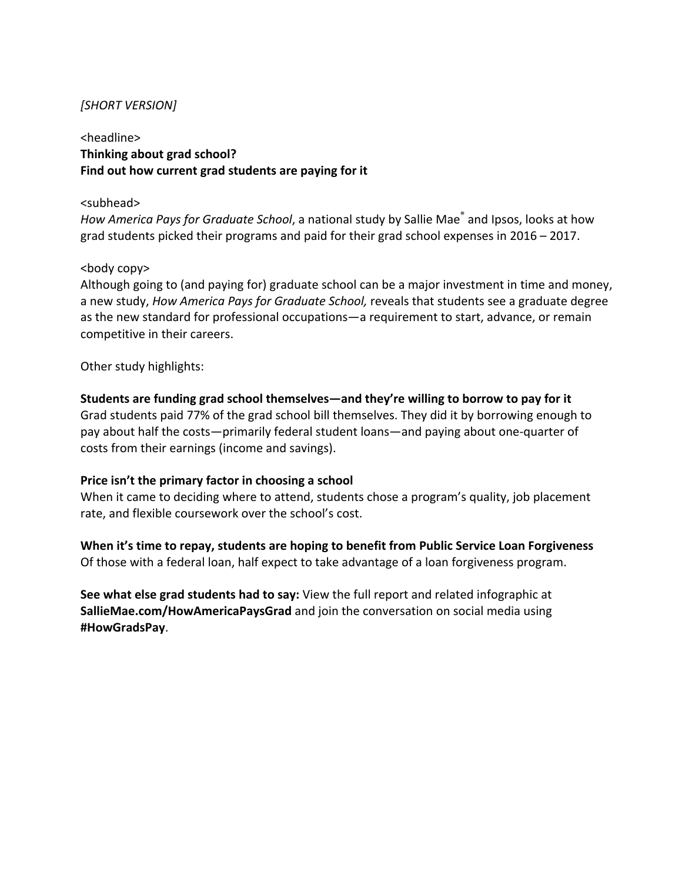*[SHORT VERSION]*

<headline>

**Thinking about grad school?**
**Find out how current grad students are paying for it**

<subhead>

*How America Pays for Graduate School*, a national study by Sallie Mae® and Ipsos, looks at how grad students picked their programs and paid for their grad school expenses in 2016 – 2017.

<body copy>

Although going to (and paying for) graduate school can be a major investment in time and money, a new study, *How America Pays for Graduate School,* reveals that students see a graduate degree as the new standard for professional occupations—a requirement to start, advance, or remain competitive in their careers.

Other study highlights:

**Students are funding grad school themselves—and they're willing to borrow to pay for it**
Grad students paid 77% of the grad school bill themselves. They did it by borrowing enough to pay about half the costs—primarily federal student loans—and paying about one-quarter of costs from their earnings (income and savings).

**Price isn't the primary factor in choosing a school**
When it came to deciding where to attend, students chose a program's quality, job placement rate, and flexible coursework over the school's cost.

**When it's time to repay, students are hoping to benefit from Public Service Loan Forgiveness**
Of those with a federal loan, half expect to take advantage of a loan forgiveness program.

**See what else grad students had to say:** View the full report and related infographic at **SallieMae.com/HowAmericaPaysGrad** and join the conversation on social media using **#HowGradsPay**.